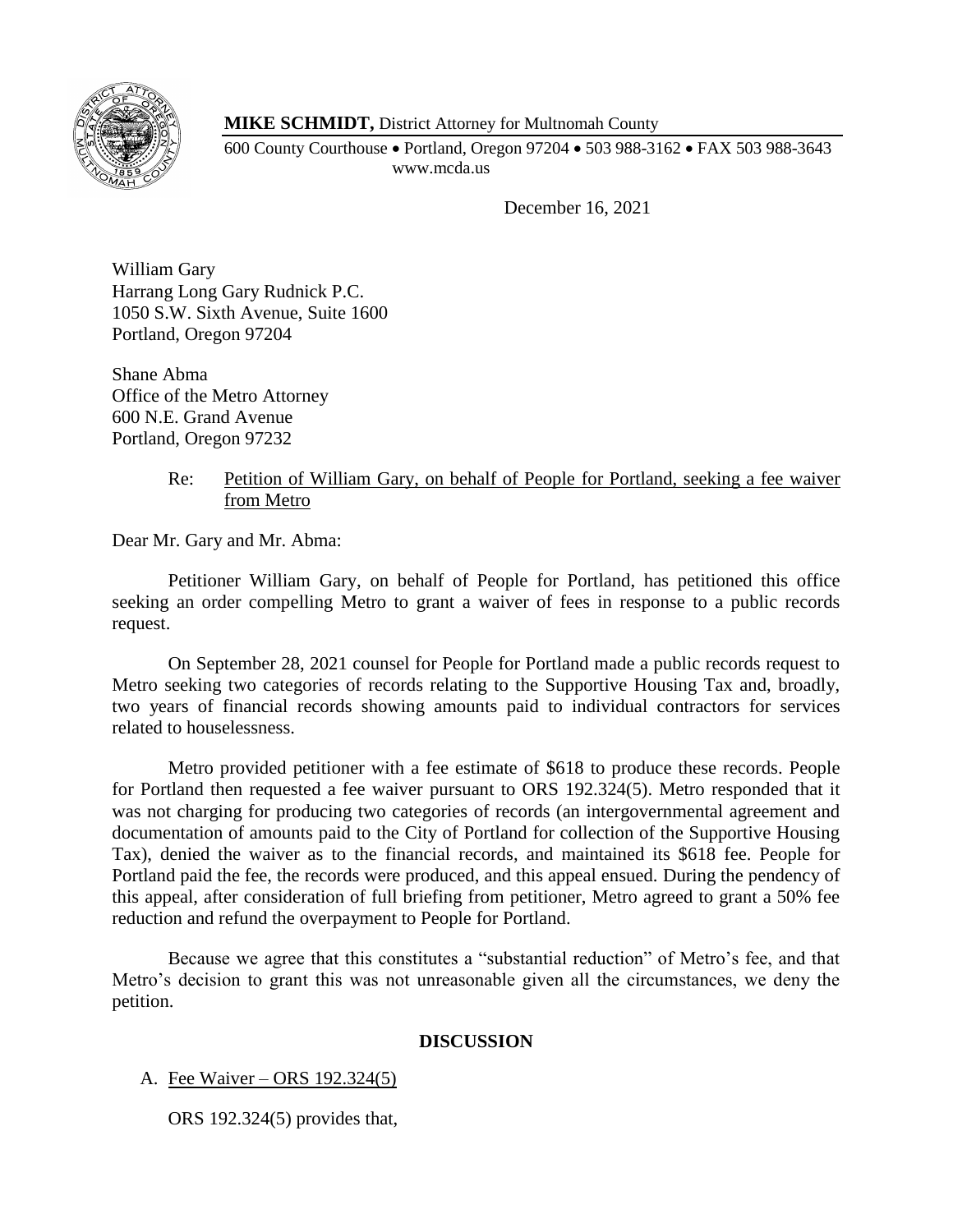**MIKE SCHMIDT,** District Attorney for Multnomah County

600 County Courthouse • Portland, Oregon 97204 • 503 988-3162 • FAX 503 988-3643
www.mcda.us

December 16, 2021

William Gary
Harrang Long Gary Rudnick P.C.
1050 S.W. Sixth Avenue, Suite 1600
Portland, Oregon 97204

Shane Abma
Office of the Metro Attorney
600 N.E. Grand Avenue
Portland, Oregon 97232

Re: Petition of William Gary, on behalf of People for Portland, seeking a fee waiver from Metro

Dear Mr. Gary and Mr. Abma:

Petitioner William Gary, on behalf of People for Portland, has petitioned this office seeking an order compelling Metro to grant a waiver of fees in response to a public records request.

On September 28, 2021 counsel for People for Portland made a public records request to Metro seeking two categories of records relating to the Supportive Housing Tax and, broadly, two years of financial records showing amounts paid to individual contractors for services related to houselessness.

Metro provided petitioner with a fee estimate of $618 to produce these records. People for Portland then requested a fee waiver pursuant to ORS 192.324(5). Metro responded that it was not charging for producing two categories of records (an intergovernmental agreement and documentation of amounts paid to the City of Portland for collection of the Supportive Housing Tax), denied the waiver as to the financial records, and maintained its $618 fee. People for Portland paid the fee, the records were produced, and this appeal ensued. During the pendency of this appeal, after consideration of full briefing from petitioner, Metro agreed to grant a 50% fee reduction and refund the overpayment to People for Portland.

Because we agree that this constitutes a "substantial reduction" of Metro's fee, and that Metro's decision to grant this was not unreasonable given all the circumstances, we deny the petition.

## DISCUSSION

### A. Fee Waiver – ORS 192.324(5)

ORS 192.324(5) provides that,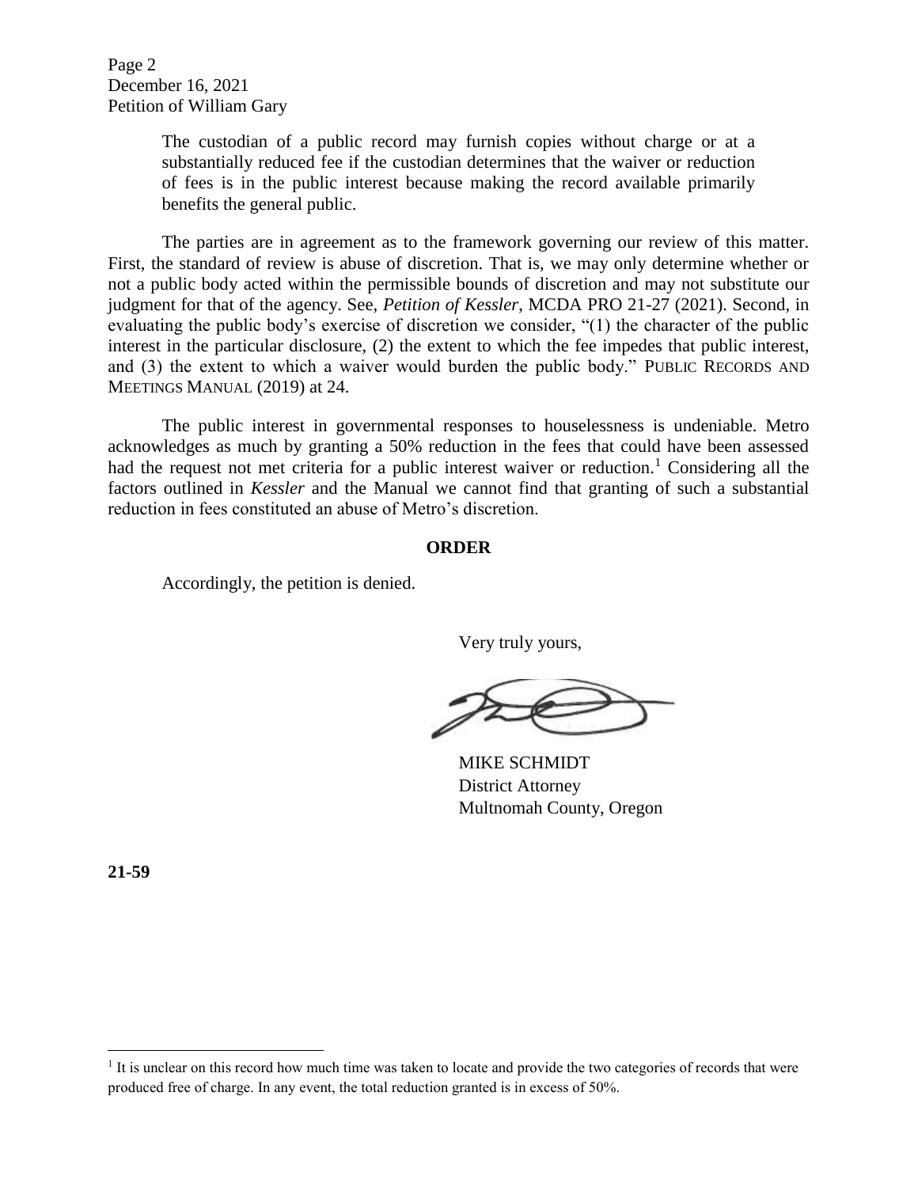The custodian of a public record may furnish copies without charge or at a substantially reduced fee if the custodian determines that the waiver or reduction of fees is in the public interest because making the record available primarily benefits the general public.

The parties are in agreement as to the framework governing our review of this matter. First, the standard of review is abuse of discretion. That is, we may only determine whether or not a public body acted within the permissible bounds of discretion and may not substitute our judgment for that of the agency. See, *Petition of Kessler*, MCDA PRO 21-27 (2021). Second, in evaluating the public body's exercise of discretion we consider, "(1) the character of the public interest in the particular disclosure, (2) the extent to which the fee impedes that public interest, and (3) the extent to which a waiver would burden the public body." PUBLIC RECORDS AND MEETINGS MANUAL (2019) at 24.

The public interest in governmental responses to houselessness is undeniable. Metro acknowledges as much by granting a 50% reduction in the fees that could have been assessed had the request not met criteria for a public interest waiver or reduction.[1] Considering all the factors outlined in *Kessler* and the Manual we cannot find that granting of such a substantial reduction in fees constituted an abuse of Metro's discretion.

**ORDER**

Accordingly, the petition is denied.

Very truly yours,

MIKE SCHMIDT
District Attorney
Multnomah County, Oregon

**21-59**

[1] It is unclear on this record how much time was taken to locate and provide the two categories of records that were produced free of charge. In any event, the total reduction granted is in excess of 50%.